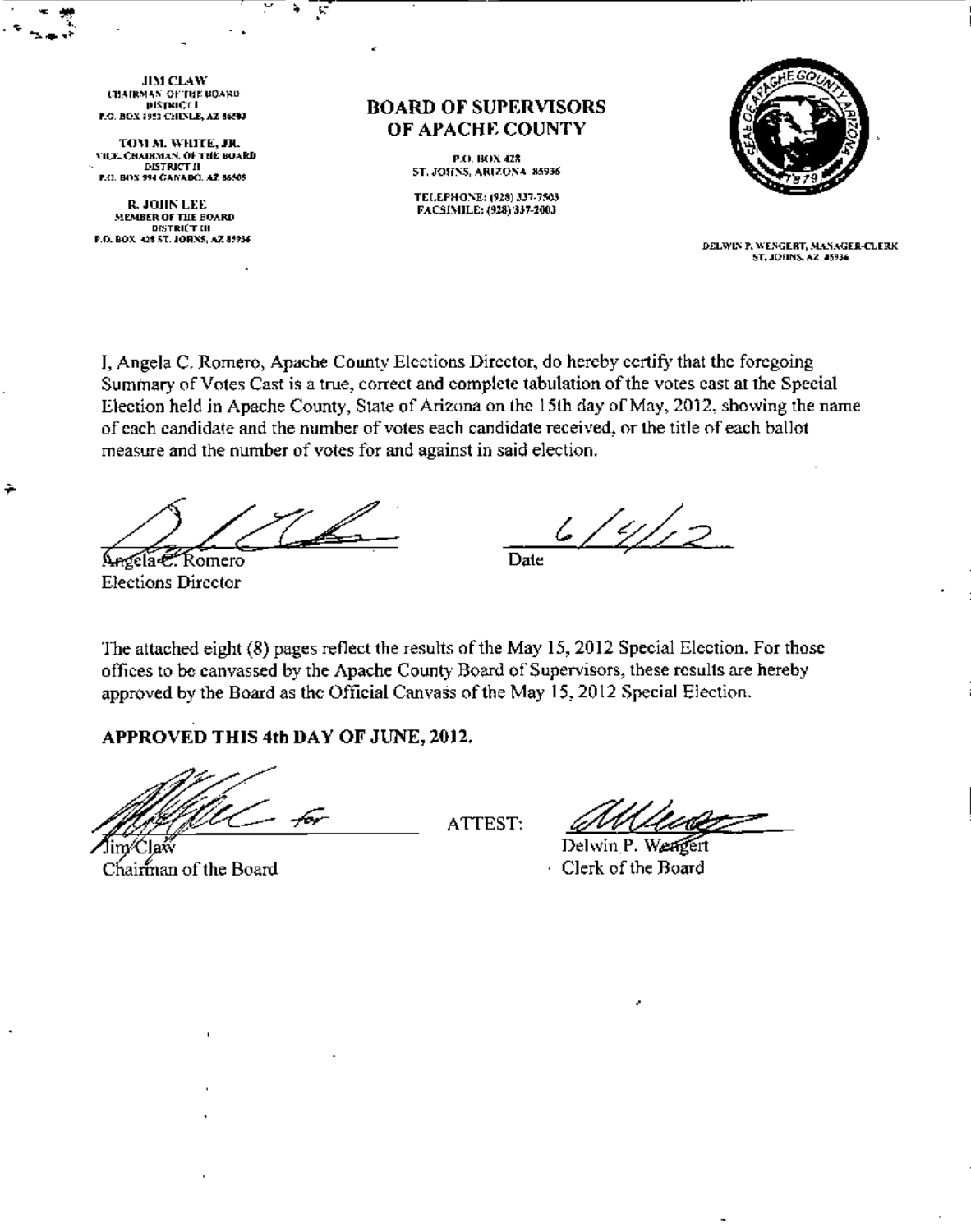JIM CLAW
CHAIRMAN OF THE BOARD
DISTRICT I
P.O. BOX 1952 CHINLE, AZ 86503

TOM M. WHITE, JR.
VICE CHAIRMAN OF THE BOARD
DISTRICT II
P.O. BOX 994 GANADO, AZ 86505

R. JOHN LEE
MEMBER OF THE BOARD
DISTRICT III
P.O. BOX 428 ST. JOHNS, AZ 85936

## BOARD OF SUPERVISORS OF APACHE COUNTY

P.O. BOX 428
ST. JOHNS, ARIZONA 85936

TELEPHONE: (928) 337-7503
FACSIMILE: (928) 337-2003

SEAL OF APACHE COUNTY ARIZONA 1879

DELWIN P. WENGERT, MANAGER-CLERK
ST. JOHNS, AZ 85936

I, Angela C. Romero, Apache County Elections Director, do hereby certify that the foregoing Summary of Votes Cast is a true, correct and complete tabulation of the votes cast at the Special Election held in Apache County, State of Arizona on the 15th day of May, 2012, showing the name of each candidate and the number of votes each candidate received, or the title of each ballot measure and the number of votes for and against in said election.

Angela C. Romero
Elections Director

Date: 6/4/12

The attached eight (8) pages reflect the results of the May 15, 2012 Special Election. For those offices to be canvassed by the Apache County Board of Supervisors, these results are hereby approved by the Board as the Official Canvass of the May 15, 2012 Special Election.

**APPROVED THIS 4th DAY OF JUNE, 2012.**

for Jim Claw
Chairman of the Board

ATTEST:

Delwin P. Wengert
Clerk of the Board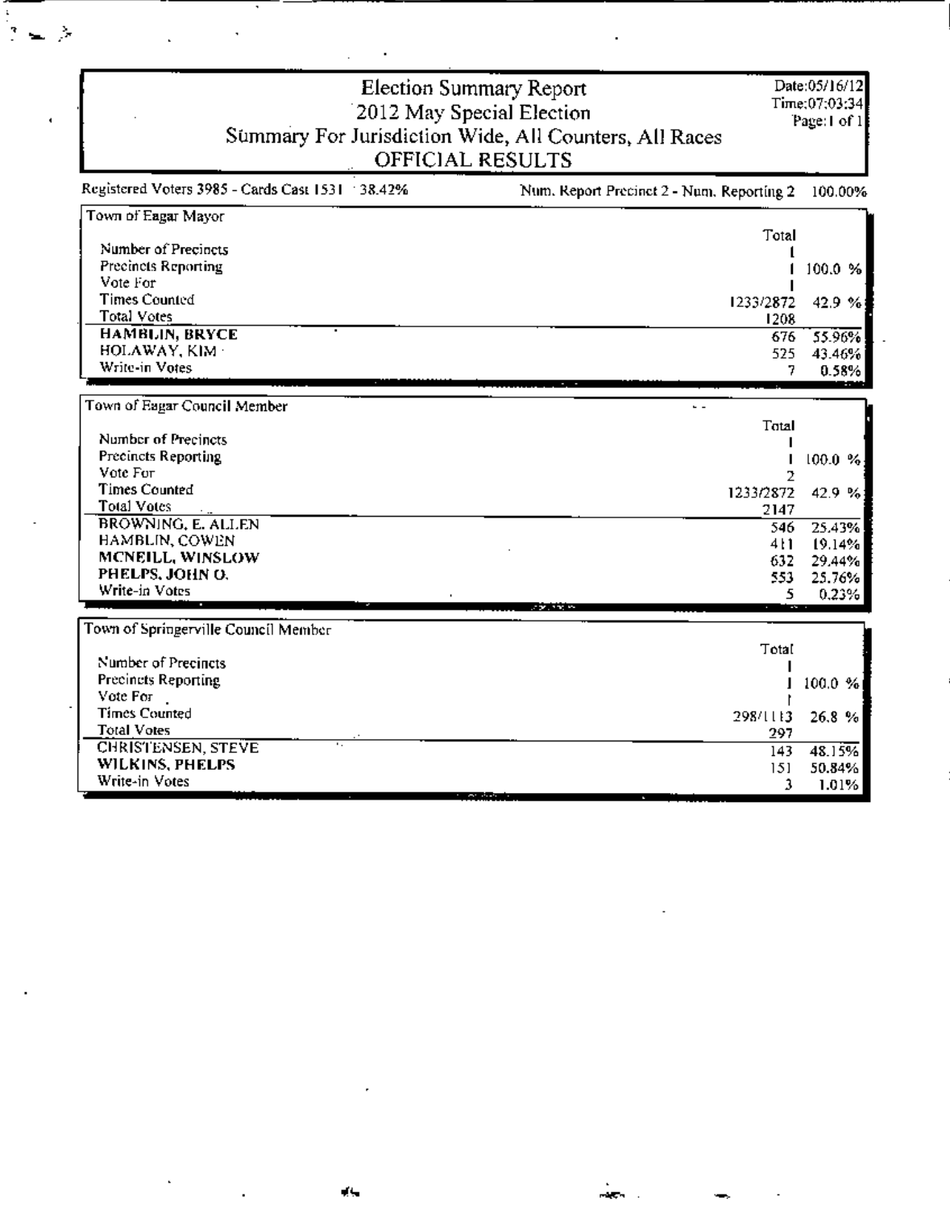# Election Summary Report

## 2012 May Special Election

## Summary For Jurisdiction Wide, All Counters, All Races

## OFFICIAL RESULTS

Date:05/16/12
Time:07:03:34
Page:1 of 1

Registered Voters 3985 - Cards Cast 1531 38.42%

Num. Report Precinct 2 - Num. Reporting 2 100.00%

### Town of Eagar Mayor

| | Total | |
|---|---|---|
| Number of Precincts | 1 | |
| Precincts Reporting | 1 | 100.0 % |
| Vote For | 1 | |
| Times Counted | 1233/2872 | 42.9 % |
| Total Votes | 1208 | |
| **HAMBLIN, BRYCE** | 676 | 55.96% |
| HOLAWAY, KIM | 525 | 43.46% |
| Write-in Votes | 7 | 0.58% |

### Town of Eagar Council Member

| | Total | |
|---|---|---|
| Number of Precincts | 1 | |
| Precincts Reporting | 1 | 100.0 % |
| Vote For | 2 | |
| Times Counted | 1233/2872 | 42.9 % |
| Total Votes | 2147 | |
| BROWNING, E. ALLEN | 546 | 25.43% |
| HAMBLIN, COWEN | 411 | 19.14% |
| **MCNEILL, WINSLOW** | 632 | 29.44% |
| **PHELPS, JOHN O.** | 553 | 25.76% |
| Write-in Votes | 5 | 0.23% |

### Town of Springerville Council Member

| | Total | |
|---|---|---|
| Number of Precincts | 1 | |
| Precincts Reporting | 1 | 100.0 % |
| Vote For | 1 | |
| Times Counted | 298/1113 | 26.8 % |
| Total Votes | 297 | |
| CHRISTENSEN, STEVE | 143 | 48.15% |
| **WILKINS, PHELPS** | 151 | 50.84% |
| Write-in Votes | 3 | 1.01% |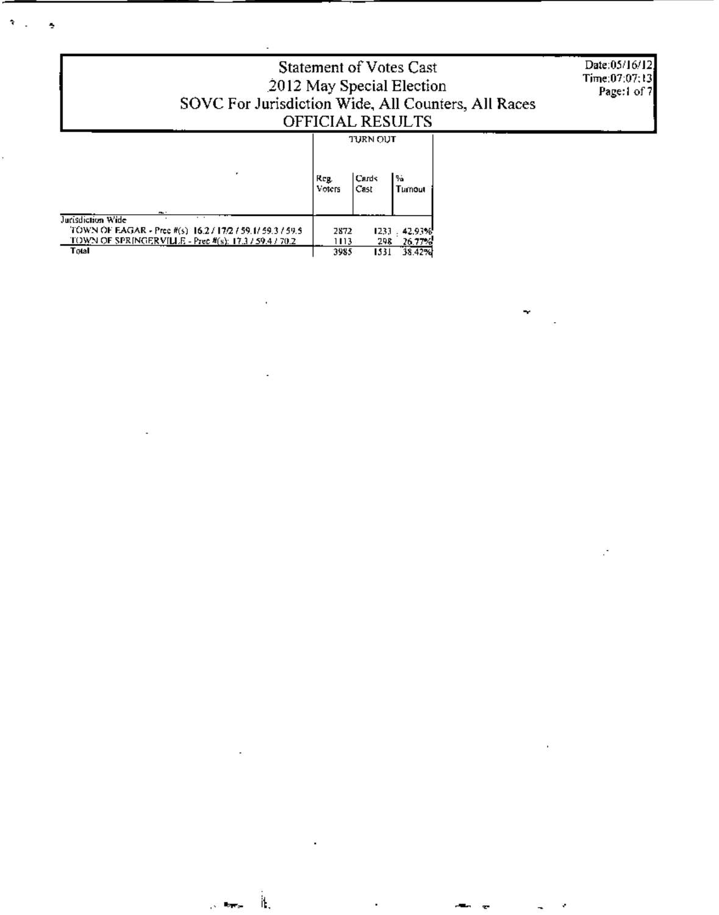# Statement of Votes Cast
## 2012 May Special Election
## SOVC For Jurisdiction Wide, All Counters, All Races
## OFFICIAL RESULTS

Date:05/16/12
Time:07:07:13

| | TURN OUT | | |
|---|---|---|---|
| | Reg. Voters | Cards Cast | % Turnout |
| Jurisdiction Wide | | | |
| TOWN OF EAGAR - Prec #(s): 16.2 / 17/2 / 59.1/ 59.3 / 59.5 | 2872 | 1233 | 42.93% |
| TOWN OF SPRINGERVILLE - Prec #(s): 17.3 / 59.4 / 70.2 | 1113 | 298 | 26.77% |
| Total | 3985 | 1531 | 38.42% |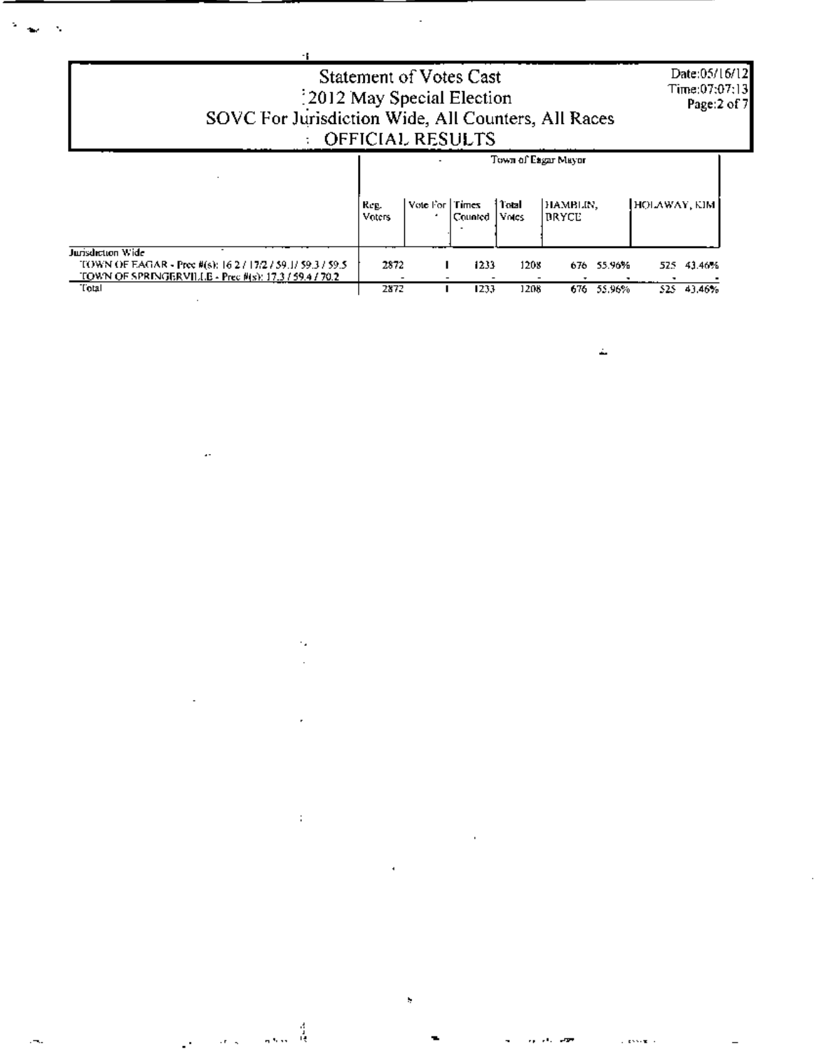# Statement of Votes Cast
## 2012 May Special Election
## SOVC For Jurisdiction Wide, All Counters, All Races
## OFFICIAL RESULTS

Date:05/16/12
Time:07:07:13

| | Town of Eagar Mayor | | | | | | | |
|---|---|---|---|---|---|---|---|---|
| | Reg. Voters | Vote For | Times Counted | Total Votes | HAMBLIN, BRYCE | | HOLAWAY, KIM | |
| **Jurisdiction Wide** | | | | | | | | |
| TOWN OF EAGAR - Prec #(s): 16.2 / 17/2 / 59.1/ 59.3 / 59.5 | 2872 | 1 | 1233 | 1208 | 676 | 55.96% | 525 | 43.46% |
| TOWN OF SPRINGERVILLE - Prec #(s): 17.3 / 59.4 / 70.2 | - | - | - | - | - | | - | - |
| Total | 2872 | 1 | 1233 | 1208 | 676 | 55.96% | 525 | 43.46% |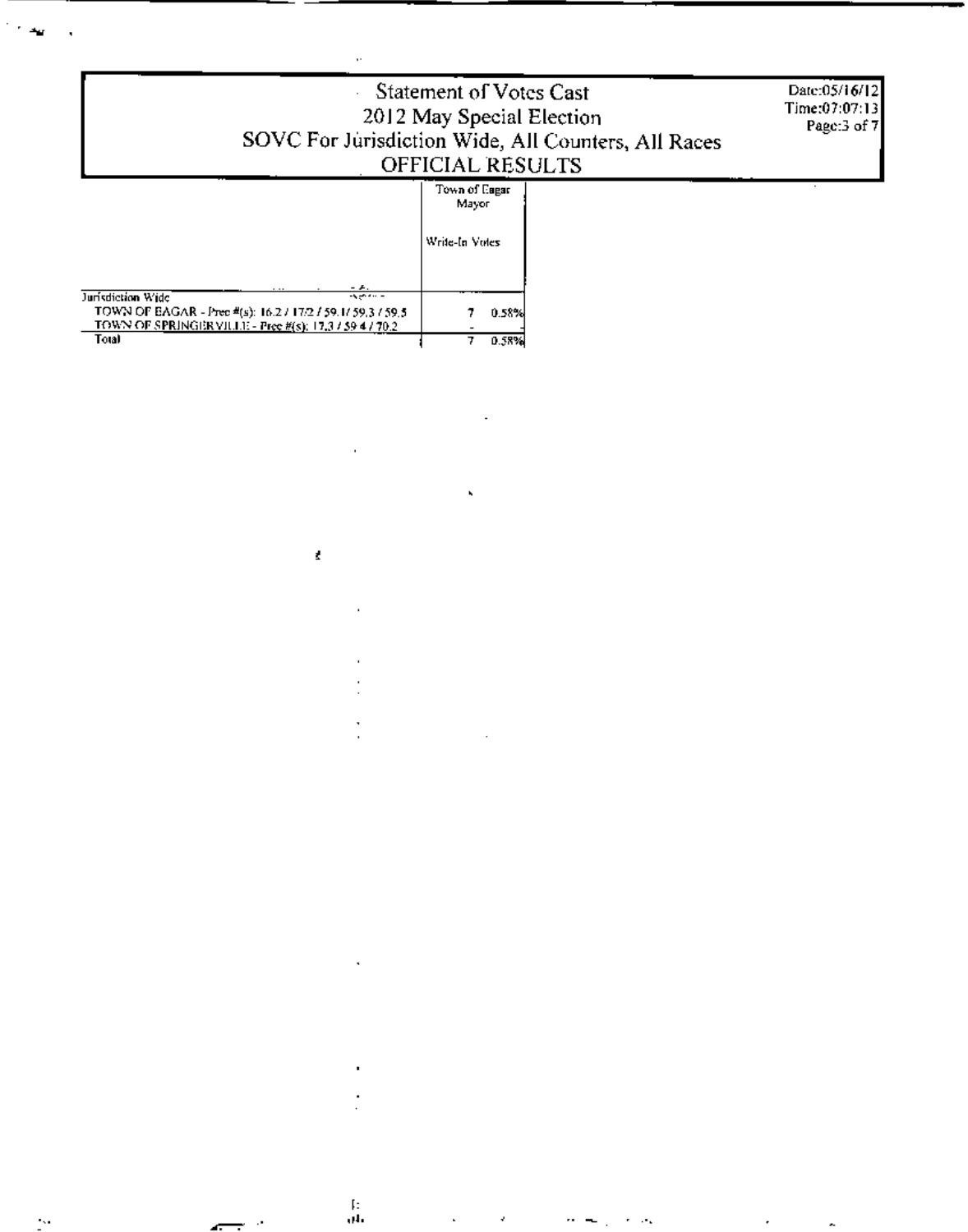# Statement of Votes Cast
## 2012 May Special Election
### SOVC For Jurisdiction Wide, All Counters, All Races
### OFFICIAL RESULTS

Date:05/16/12
Time:07:07:13

| | Town of Eagar Mayor | |
|---|---|---|
| | Write-In Votes | |
| Jurisdiction Wide | | |
| TOWN OF EAGAR - Prec #(s): 16.2 / 17.2 / 59.1/ 59.3 / 59.5 | 7 | 0.58% |
| TOWN OF SPRINGERVILLE - Prec #(s): 17.3 / 59.4 / 70.2 | - | - |
| Total | 7 | 0.58% |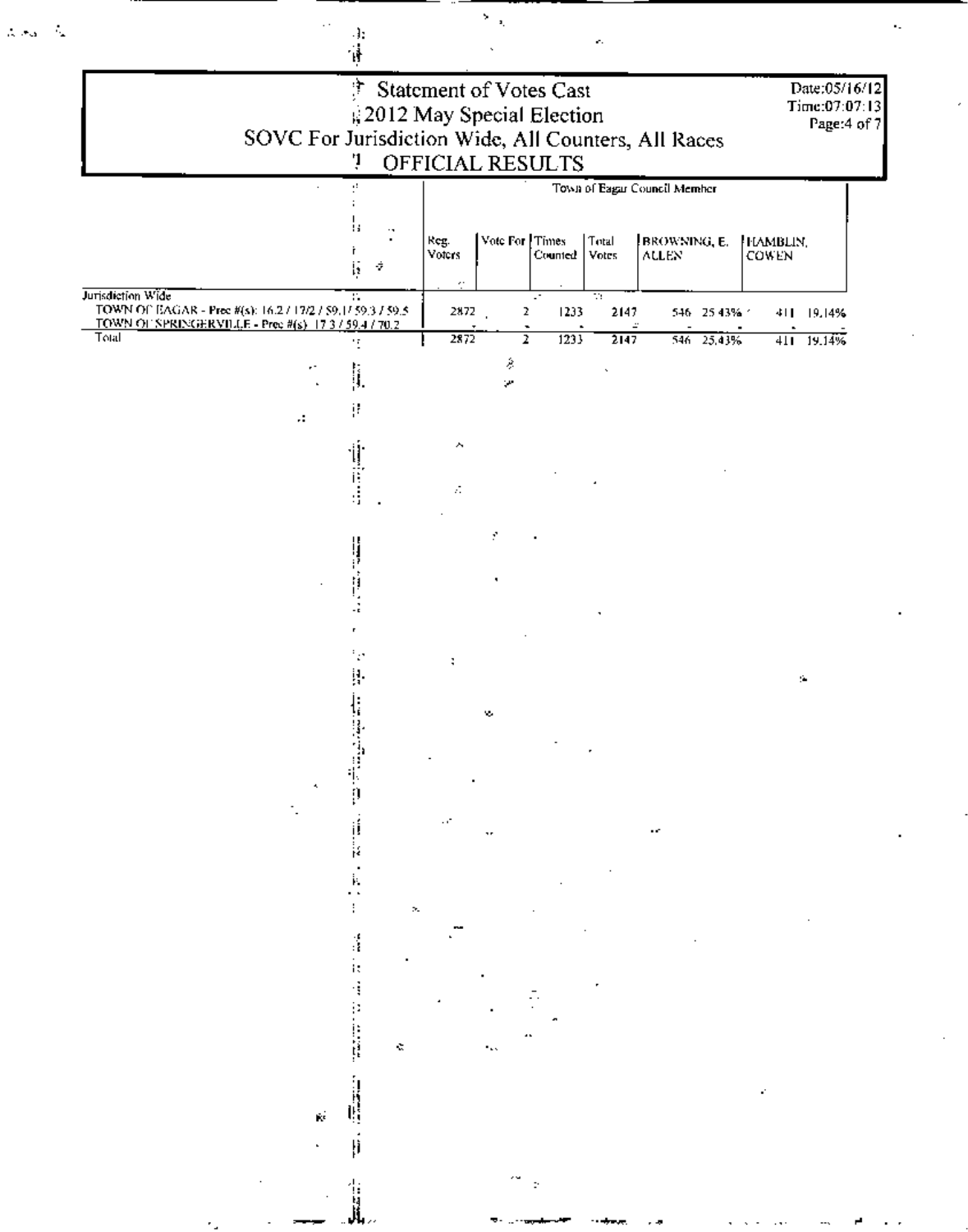# Statement of Votes Cast

## 2012 May Special Election

## SOVC For Jurisdiction Wide, All Counters, All Races

## OFFICIAL RESULTS

Date:05/16/12
Time:07:07:13

| | Town of Eagar Council Member | | | | | | | |
|---|---|---|---|---|---|---|---|---|
| | Reg. Voters | Vote For | Times Counted | Total Votes | BROWNING, E. ALLEN | | HAMBLIN, COWEN | |
| **Jurisdiction Wide** | | | | | | | | |
| TOWN OF EAGAR - Prec #(s): 16.2 / 17/2 / 59.1/ 59.3 / 59.5 | 2872 | 2 | 1233 | 2147 | 546 | 25.43% | 411 | 19.14% |
| TOWN OF SPRINGERVILLE - Prec #(s): 17.3 / 59.4 / 70.2 | - | - | - | - | - | - | - | - |
| Total | 2872 | 2 | 1233 | 2147 | 546 | 25.43% | 411 | 19.14% |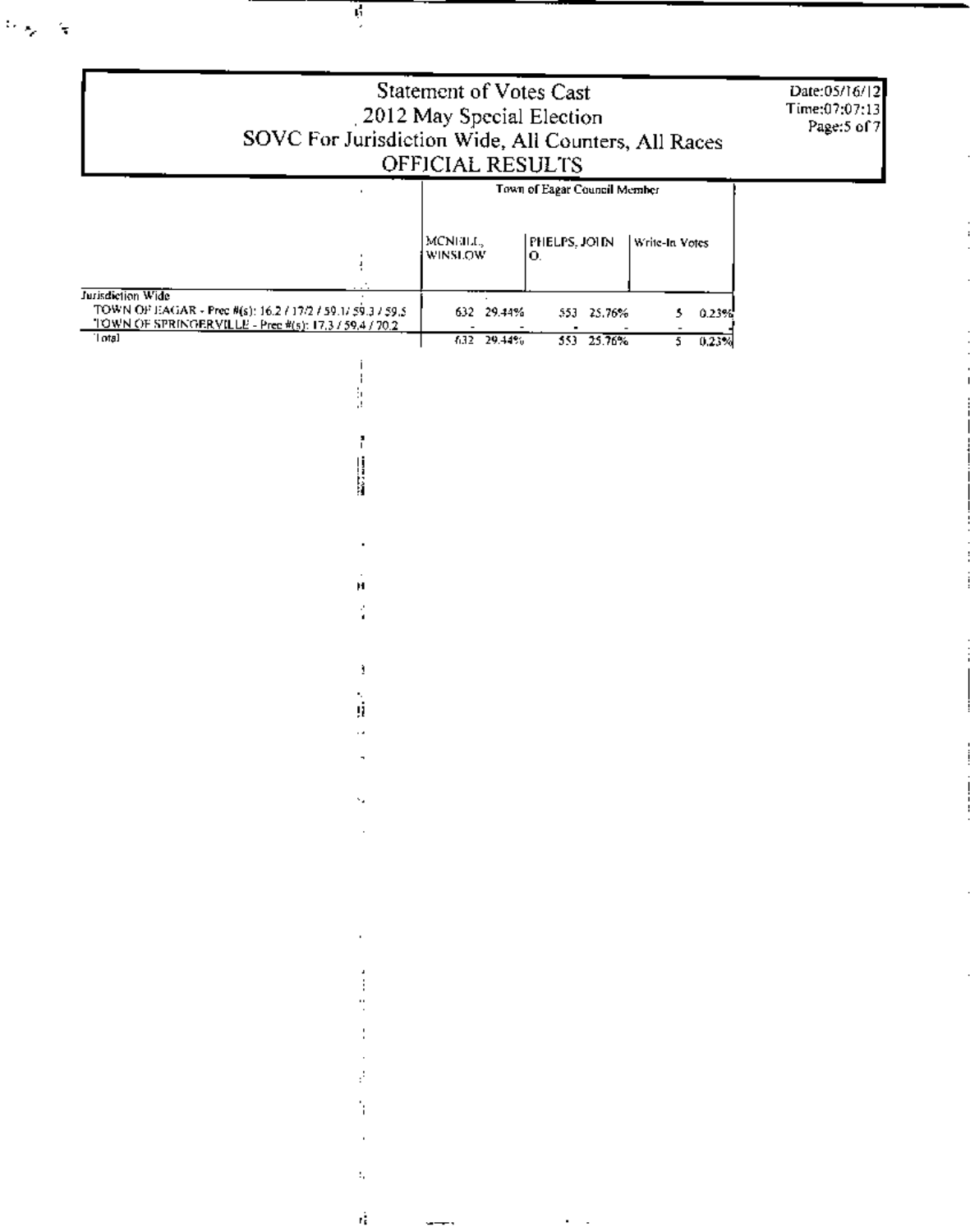# Statement of Votes Cast
## 2012 May Special Election
## SOVC For Jurisdiction Wide, All Counters, All Races
## OFFICIAL RESULTS

Date:05/16/12
Time:07:07:13

| | Town of Eagar Council Member | | | | | |
|---|---|---|---|---|---|---|
| | MCNEILL, WINSLOW | | PHELPS, JOHN O. | | Write-In Votes | |
| **Jurisdiction Wide** | | | | | | |
| TOWN OF EAGAR - Prec #(s): 16.2 / 17/2 / 59.1/ 59.3 / 59.5 | 632 | 29.44% | 553 | 25.76% | 5 | 0.23% |
| TOWN OF SPRINGERVILLE - Prec #(s): 17.3 / 59.4 / 70.2 | - | - | - | - | - | - |
| Total | 632 | 29.44% | 553 | 25.76% | 5 | 0.23% |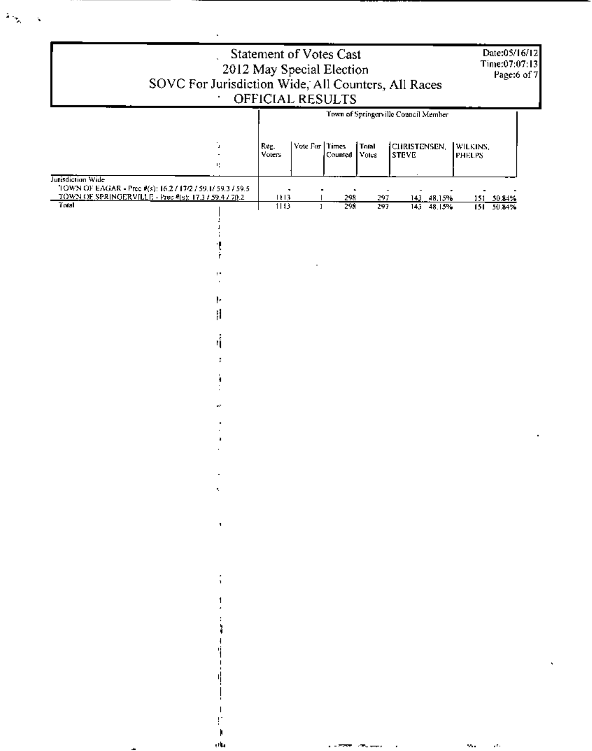# Statement of Votes Cast
## 2012 May Special Election
## SOVC For Jurisdiction Wide, All Counters, All Races
## OFFICIAL RESULTS

Date:05/16/12
Time:07:07:13

| | Town of Springerville Council Member | | | | | | | |
|---|---|---|---|---|---|---|---|---|
| | Reg. Voters | Vote For | Times Counted | Total Votes | CHRISTENSEN, STEVE | | WILKINS, PHELPS | |
| Jurisdiction Wide | | | | | | | | |
| TOWN OF EAGAR - Prec #(s): 16.2 / 17/2 / 59.1/ 59.3 / 59.5 | - | - | - | - | - | - | - | - |
| TOWN OF SPRINGERVILLE - Prec #(s): 17.3 / 59.4 / 70.2 | 1113 | 1 | 298 | 297 | 143 | 48.15% | 151 | 50.84% |
| Total | 1113 | 1 | 298 | 297 | 143 | 48.15% | 151 | 50.84% |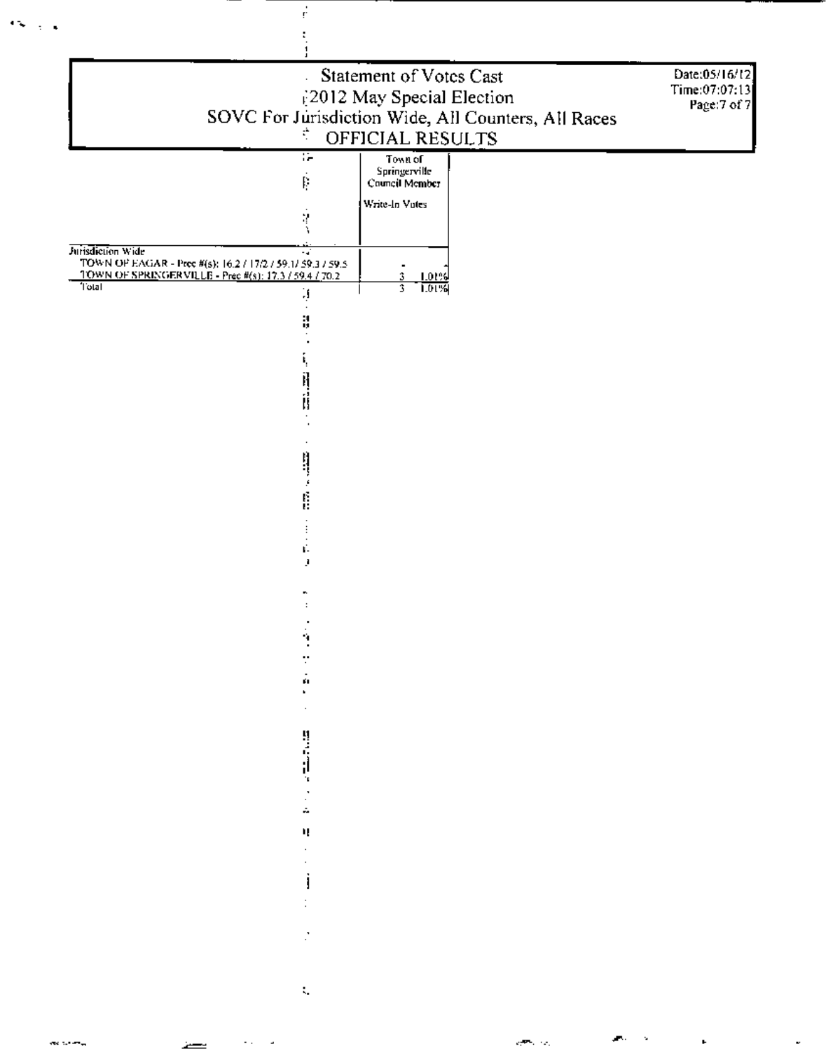# Statement of Votes Cast
## 2012 May Special Election
## SOVC For Jurisdiction Wide, All Counters, All Races
## OFFICIAL RESULTS

Date:05/16/12
Time:07:07:13

| | Town of Springerville Council Member | |
|---|---|---|
| | Write-In Votes | |
| Jurisdiction Wide | | |
| TOWN OF EAGAR - Prec #(s): 16.2 / 17/2 / 59.1/ 59.3 / 59.5 | - | - |
| TOWN OF SPRINGERVILLE - Prec #(s): 17.3 / 59.4 / 70.2 | 3 | 1.01% |
| Total | 3 | 1.01% |